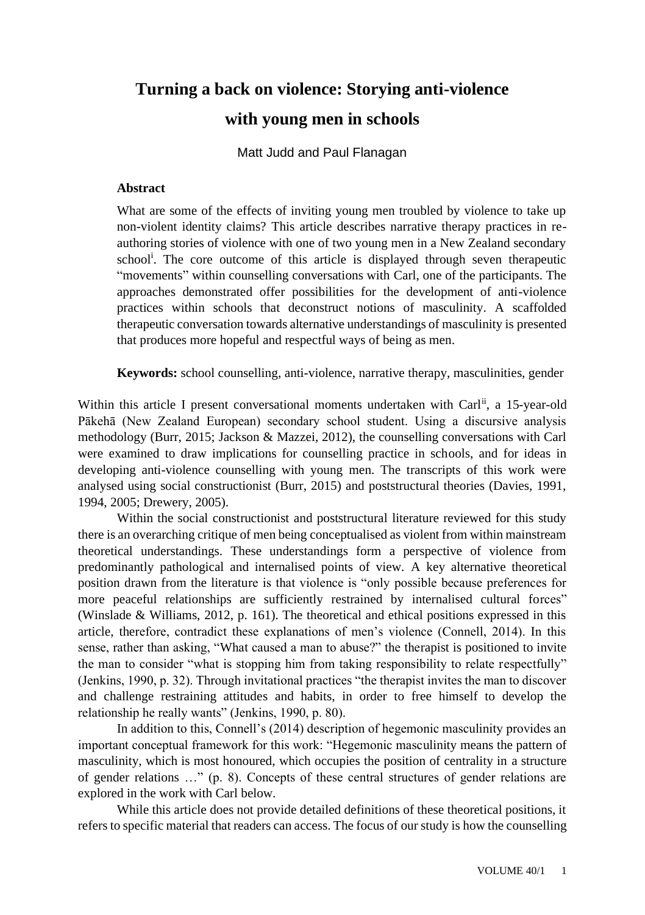# Turning a back on violence: Storying anti-violence with young men in schools

Matt Judd and Paul Flanagan

**Abstract**

What are some of the effects of inviting young men troubled by violence to take up non-violent identity claims? This article describes narrative therapy practices in re-authoring stories of violence with one of two young men in a New Zealand secondary school[i]. The core outcome of this article is displayed through seven therapeutic "movements" within counselling conversations with Carl, one of the participants. The approaches demonstrated offer possibilities for the development of anti-violence practices within schools that deconstruct notions of masculinity. A scaffolded therapeutic conversation towards alternative understandings of masculinity is presented that produces more hopeful and respectful ways of being as men.

**Keywords:** school counselling, anti-violence, narrative therapy, masculinities, gender

Within this article I present conversational moments undertaken with Carl[ii], a 15-year-old Pākehā (New Zealand European) secondary school student. Using a discursive analysis methodology (Burr, 2015; Jackson & Mazzei, 2012), the counselling conversations with Carl were examined to draw implications for counselling practice in schools, and for ideas in developing anti-violence counselling with young men. The transcripts of this work were analysed using social constructionist (Burr, 2015) and poststructural theories (Davies, 1991, 1994, 2005; Drewery, 2005).

Within the social constructionist and poststructural literature reviewed for this study there is an overarching critique of men being conceptualised as violent from within mainstream theoretical understandings. These understandings form a perspective of violence from predominantly pathological and internalised points of view. A key alternative theoretical position drawn from the literature is that violence is "only possible because preferences for more peaceful relationships are sufficiently restrained by internalised cultural forces" (Winslade & Williams, 2012, p. 161). The theoretical and ethical positions expressed in this article, therefore, contradict these explanations of men's violence (Connell, 2014). In this sense, rather than asking, "What caused a man to abuse?" the therapist is positioned to invite the man to consider "what is stopping him from taking responsibility to relate respectfully" (Jenkins, 1990, p. 32). Through invitational practices "the therapist invites the man to discover and challenge restraining attitudes and habits, in order to free himself to develop the relationship he really wants" (Jenkins, 1990, p. 80).

In addition to this, Connell's (2014) description of hegemonic masculinity provides an important conceptual framework for this work: "Hegemonic masculinity means the pattern of masculinity, which is most honoured, which occupies the position of centrality in a structure of gender relations …" (p. 8). Concepts of these central structures of gender relations are explored in the work with Carl below.

While this article does not provide detailed definitions of these theoretical positions, it refers to specific material that readers can access. The focus of our study is how the counselling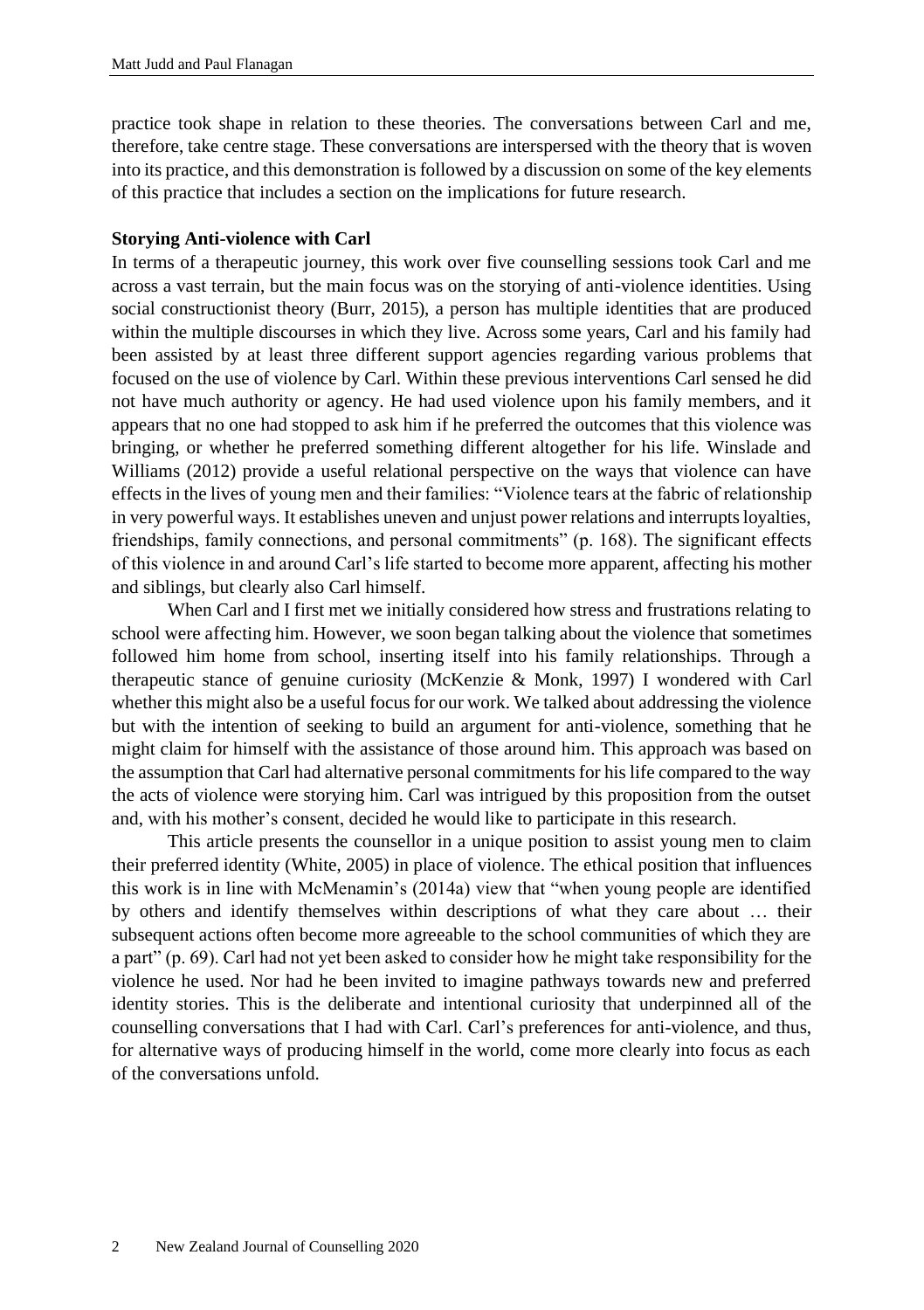practice took shape in relation to these theories. The conversations between Carl and me, therefore, take centre stage. These conversations are interspersed with the theory that is woven into its practice, and this demonstration is followed by a discussion on some of the key elements of this practice that includes a section on the implications for future research.

**Storying Anti-violence with Carl**

In terms of a therapeutic journey, this work over five counselling sessions took Carl and me across a vast terrain, but the main focus was on the storying of anti-violence identities. Using social constructionist theory (Burr, 2015), a person has multiple identities that are produced within the multiple discourses in which they live. Across some years, Carl and his family had been assisted by at least three different support agencies regarding various problems that focused on the use of violence by Carl. Within these previous interventions Carl sensed he did not have much authority or agency. He had used violence upon his family members, and it appears that no one had stopped to ask him if he preferred the outcomes that this violence was bringing, or whether he preferred something different altogether for his life. Winslade and Williams (2012) provide a useful relational perspective on the ways that violence can have effects in the lives of young men and their families: "Violence tears at the fabric of relationship in very powerful ways. It establishes uneven and unjust power relations and interrupts loyalties, friendships, family connections, and personal commitments" (p. 168). The significant effects of this violence in and around Carl's life started to become more apparent, affecting his mother and siblings, but clearly also Carl himself.

When Carl and I first met we initially considered how stress and frustrations relating to school were affecting him. However, we soon began talking about the violence that sometimes followed him home from school, inserting itself into his family relationships. Through a therapeutic stance of genuine curiosity (McKenzie & Monk, 1997) I wondered with Carl whether this might also be a useful focus for our work. We talked about addressing the violence but with the intention of seeking to build an argument for anti-violence, something that he might claim for himself with the assistance of those around him. This approach was based on the assumption that Carl had alternative personal commitments for his life compared to the way the acts of violence were storying him. Carl was intrigued by this proposition from the outset and, with his mother's consent, decided he would like to participate in this research.

This article presents the counsellor in a unique position to assist young men to claim their preferred identity (White, 2005) in place of violence. The ethical position that influences this work is in line with McMenamin's (2014a) view that "when young people are identified by others and identify themselves within descriptions of what they care about … their subsequent actions often become more agreeable to the school communities of which they are a part" (p. 69). Carl had not yet been asked to consider how he might take responsibility for the violence he used. Nor had he been invited to imagine pathways towards new and preferred identity stories. This is the deliberate and intentional curiosity that underpinned all of the counselling conversations that I had with Carl. Carl's preferences for anti-violence, and thus, for alternative ways of producing himself in the world, come more clearly into focus as each of the conversations unfold.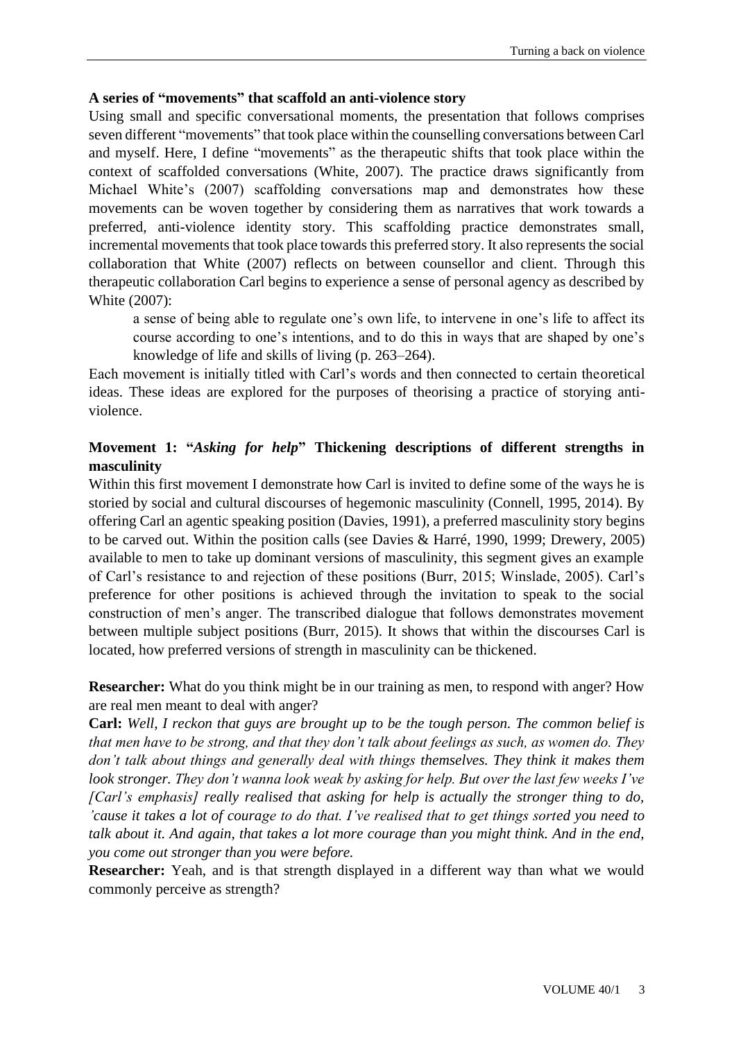### A series of "movements" that scaffold an anti-violence story

Using small and specific conversational moments, the presentation that follows comprises seven different "movements" that took place within the counselling conversations between Carl and myself. Here, I define "movements" as the therapeutic shifts that took place within the context of scaffolded conversations (White, 2007). The practice draws significantly from Michael White's (2007) scaffolding conversations map and demonstrates how these movements can be woven together by considering them as narratives that work towards a preferred, anti-violence identity story. This scaffolding practice demonstrates small, incremental movements that took place towards this preferred story. It also represents the social collaboration that White (2007) reflects on between counsellor and client. Through this therapeutic collaboration Carl begins to experience a sense of personal agency as described by White (2007):

> a sense of being able to regulate one's own life, to intervene in one's life to affect its course according to one's intentions, and to do this in ways that are shaped by one's knowledge of life and skills of living (p. 263–264).

Each movement is initially titled with Carl's words and then connected to certain theoretical ideas. These ideas are explored for the purposes of theorising a practice of storying anti-violence.

### Movement 1: "*Asking for help*" Thickening descriptions of different strengths in masculinity

Within this first movement I demonstrate how Carl is invited to define some of the ways he is storied by social and cultural discourses of hegemonic masculinity (Connell, 1995, 2014). By offering Carl an agentic speaking position (Davies, 1991), a preferred masculinity story begins to be carved out. Within the position calls (see Davies & Harré, 1990, 1999; Drewery, 2005) available to men to take up dominant versions of masculinity, this segment gives an example of Carl's resistance to and rejection of these positions (Burr, 2015; Winslade, 2005). Carl's preference for other positions is achieved through the invitation to speak to the social construction of men's anger. The transcribed dialogue that follows demonstrates movement between multiple subject positions (Burr, 2015). It shows that within the discourses Carl is located, how preferred versions of strength in masculinity can be thickened.

**Researcher:** What do you think might be in our training as men, to respond with anger? How are real men meant to deal with anger?

**Carl:** *Well, I reckon that guys are brought up to be the tough person. The common belief is that men have to be strong, and that they don't talk about feelings as such, as women do. They don't talk about things and generally deal with things themselves. They think it makes them look stronger. They don't wanna look weak by asking for help. But over the last few weeks I've [Carl's emphasis] really realised that asking for help is actually the stronger thing to do, 'cause it takes a lot of courage to do that. I've realised that to get things sorted you need to talk about it. And again, that takes a lot more courage than you might think. And in the end, you come out stronger than you were before.*

**Researcher:** Yeah, and is that strength displayed in a different way than what we would commonly perceive as strength?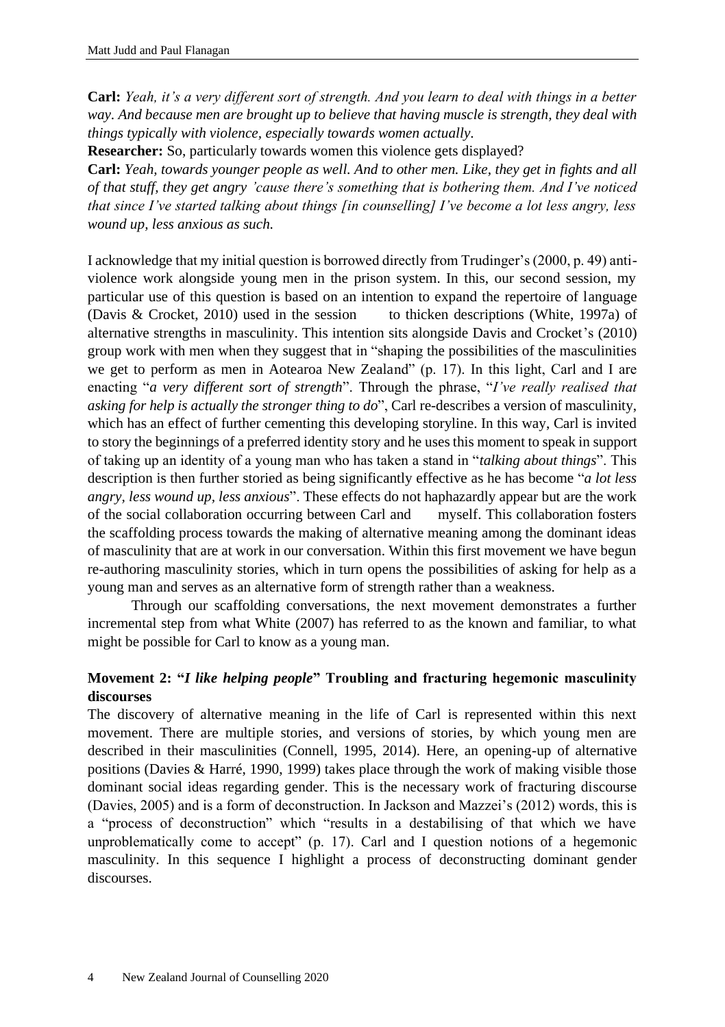**Carl:** *Yeah, it's a very different sort of strength. And you learn to deal with things in a better way. And because men are brought up to believe that having muscle is strength, they deal with things typically with violence, especially towards women actually.*

**Researcher:** So, particularly towards women this violence gets displayed?

**Carl:** *Yeah, towards younger people as well. And to other men. Like, they get in fights and all of that stuff, they get angry 'cause there's something that is bothering them. And I've noticed that since I've started talking about things [in counselling] I've become a lot less angry, less wound up, less anxious as such.*

I acknowledge that my initial question is borrowed directly from Trudinger's (2000, p. 49) anti-violence work alongside young men in the prison system. In this, our second session, my particular use of this question is based on an intention to expand the repertoire of language (Davis & Crocket, 2010) used in the session to thicken descriptions (White, 1997a) of alternative strengths in masculinity. This intention sits alongside Davis and Crocket's (2010) group work with men when they suggest that in "shaping the possibilities of the masculinities we get to perform as men in Aotearoa New Zealand" (p. 17). In this light, Carl and I are enacting "*a very different sort of strength*". Through the phrase, "*I've really realised that asking for help is actually the stronger thing to do*", Carl re-describes a version of masculinity, which has an effect of further cementing this developing storyline. In this way, Carl is invited to story the beginnings of a preferred identity story and he uses this moment to speak in support of taking up an identity of a young man who has taken a stand in "*talking about things*". This description is then further storied as being significantly effective as he has become "*a lot less angry, less wound up, less anxious*". These effects do not haphazardly appear but are the work of the social collaboration occurring between Carl and myself. This collaboration fosters the scaffolding process towards the making of alternative meaning among the dominant ideas of masculinity that are at work in our conversation. Within this first movement we have begun re-authoring masculinity stories, which in turn opens the possibilities of asking for help as a young man and serves as an alternative form of strength rather than a weakness.

Through our scaffolding conversations, the next movement demonstrates a further incremental step from what White (2007) has referred to as the known and familiar, to what might be possible for Carl to know as a young man.

### Movement 2: "*I like helping people*" Troubling and fracturing hegemonic masculinity discourses

The discovery of alternative meaning in the life of Carl is represented within this next movement. There are multiple stories, and versions of stories, by which young men are described in their masculinities (Connell, 1995, 2014). Here, an opening-up of alternative positions (Davies & Harré, 1990, 1999) takes place through the work of making visible those dominant social ideas regarding gender. This is the necessary work of fracturing discourse (Davies, 2005) and is a form of deconstruction. In Jackson and Mazzei's (2012) words, this is a "process of deconstruction" which "results in a destabilising of that which we have unproblematically come to accept" (p. 17). Carl and I question notions of a hegemonic masculinity. In this sequence I highlight a process of deconstructing dominant gender discourses.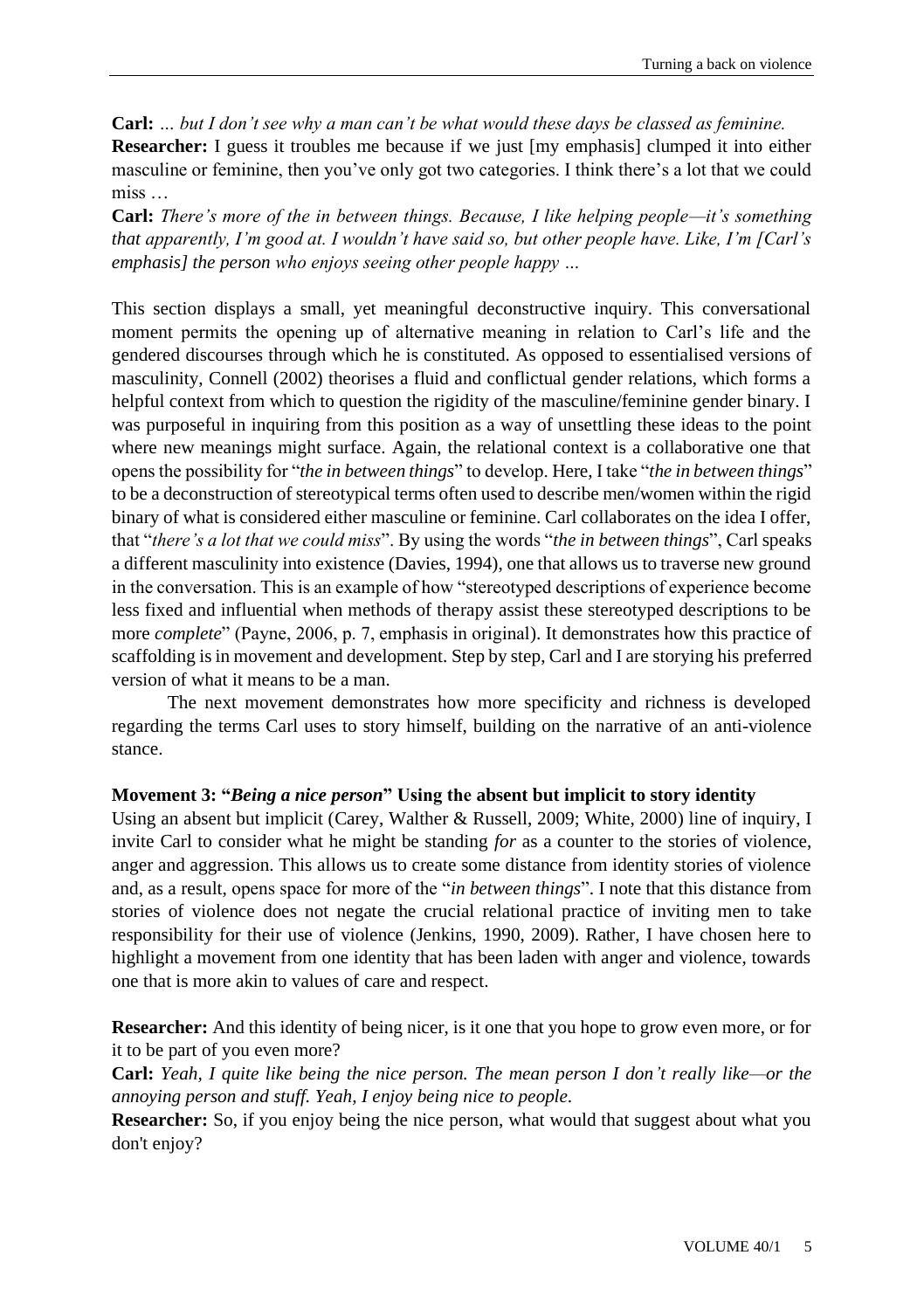**Carl:** *… but I don't see why a man can't be what would these days be classed as feminine.*
**Researcher:** I guess it troubles me because if we just [my emphasis] clumped it into either masculine or feminine, then you've only got two categories. I think there's a lot that we could miss …
**Carl:** *There's more of the in between things. Because, I like helping people—it's something that apparently, I'm good at. I wouldn't have said so, but other people have. Like, I'm [Carl's emphasis] the person who enjoys seeing other people happy …*

This section displays a small, yet meaningful deconstructive inquiry. This conversational moment permits the opening up of alternative meaning in relation to Carl's life and the gendered discourses through which he is constituted. As opposed to essentialised versions of masculinity, Connell (2002) theorises a fluid and conflictual gender relations, which forms a helpful context from which to question the rigidity of the masculine/feminine gender binary. I was purposeful in inquiring from this position as a way of unsettling these ideas to the point where new meanings might surface. Again, the relational context is a collaborative one that opens the possibility for "*the in between things*" to develop. Here, I take "*the in between things*" to be a deconstruction of stereotypical terms often used to describe men/women within the rigid binary of what is considered either masculine or feminine. Carl collaborates on the idea I offer, that "*there's a lot that we could miss*". By using the words "*the in between things*", Carl speaks a different masculinity into existence (Davies, 1994), one that allows us to traverse new ground in the conversation. This is an example of how "stereotyped descriptions of experience become less fixed and influential when methods of therapy assist these stereotyped descriptions to be more *complete*" (Payne, 2006, p. 7, emphasis in original). It demonstrates how this practice of scaffolding is in movement and development. Step by step, Carl and I are storying his preferred version of what it means to be a man.

The next movement demonstrates how more specificity and richness is developed regarding the terms Carl uses to story himself, building on the narrative of an anti-violence stance.

### Movement 3: "*Being a nice person*" Using the absent but implicit to story identity

Using an absent but implicit (Carey, Walther & Russell, 2009; White, 2000) line of inquiry, I invite Carl to consider what he might be standing *for* as a counter to the stories of violence, anger and aggression. This allows us to create some distance from identity stories of violence and, as a result, opens space for more of the "*in between things*". I note that this distance from stories of violence does not negate the crucial relational practice of inviting men to take responsibility for their use of violence (Jenkins, 1990, 2009). Rather, I have chosen here to highlight a movement from one identity that has been laden with anger and violence, towards one that is more akin to values of care and respect.

**Researcher:** And this identity of being nicer, is it one that you hope to grow even more, or for it to be part of you even more?
**Carl:** *Yeah, I quite like being the nice person. The mean person I don't really like—or the annoying person and stuff. Yeah, I enjoy being nice to people.*
**Researcher:** So, if you enjoy being the nice person, what would that suggest about what you don't enjoy?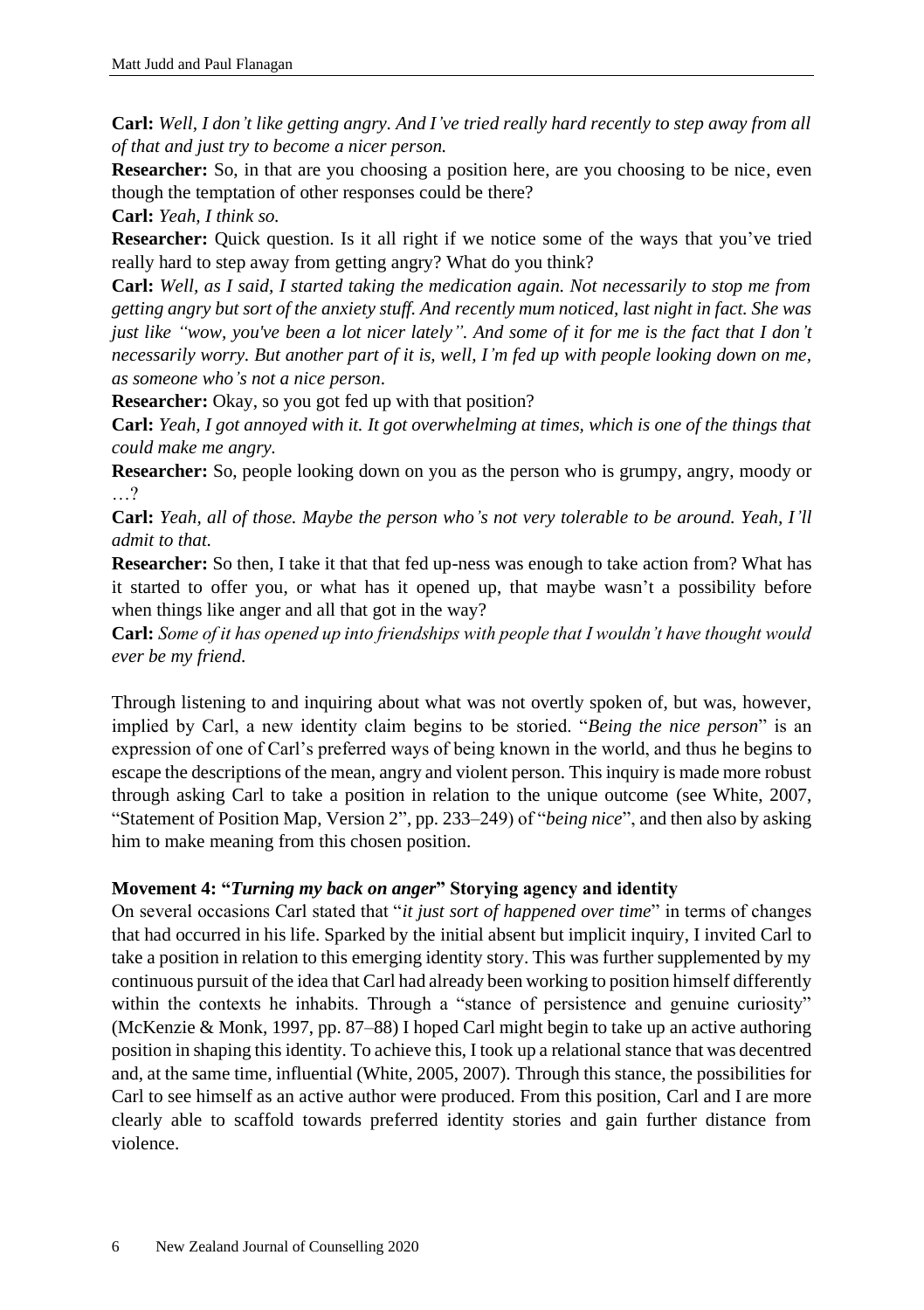**Carl:** *Well, I don't like getting angry. And I've tried really hard recently to step away from all of that and just try to become a nicer person.*

**Researcher:** So, in that are you choosing a position here, are you choosing to be nice, even though the temptation of other responses could be there?

**Carl:** *Yeah, I think so.*

**Researcher:** Quick question. Is it all right if we notice some of the ways that you've tried really hard to step away from getting angry? What do you think?

**Carl:** *Well, as I said, I started taking the medication again. Not necessarily to stop me from getting angry but sort of the anxiety stuff. And recently mum noticed, last night in fact. She was just like "wow, you've been a lot nicer lately". And some of it for me is the fact that I don't necessarily worry. But another part of it is, well, I'm fed up with people looking down on me, as someone who's not a nice person.*

**Researcher:** Okay, so you got fed up with that position?

**Carl:** *Yeah, I got annoyed with it. It got overwhelming at times, which is one of the things that could make me angry.*

**Researcher:** So, people looking down on you as the person who is grumpy, angry, moody or …?

**Carl:** *Yeah, all of those. Maybe the person who's not very tolerable to be around. Yeah, I'll admit to that.*

**Researcher:** So then, I take it that that fed up-ness was enough to take action from? What has it started to offer you, or what has it opened up, that maybe wasn't a possibility before when things like anger and all that got in the way?

**Carl:** *Some of it has opened up into friendships with people that I wouldn't have thought would ever be my friend.*

Through listening to and inquiring about what was not overtly spoken of, but was, however, implied by Carl, a new identity claim begins to be storied. "*Being the nice person*" is an expression of one of Carl's preferred ways of being known in the world, and thus he begins to escape the descriptions of the mean, angry and violent person. This inquiry is made more robust through asking Carl to take a position in relation to the unique outcome (see White, 2007, "Statement of Position Map, Version 2", pp. 233–249) of "*being nice*", and then also by asking him to make meaning from this chosen position.

### Movement 4: "*Turning my back on anger*" Storying agency and identity

On several occasions Carl stated that "*it just sort of happened over time*" in terms of changes that had occurred in his life. Sparked by the initial absent but implicit inquiry, I invited Carl to take a position in relation to this emerging identity story. This was further supplemented by my continuous pursuit of the idea that Carl had already been working to position himself differently within the contexts he inhabits. Through a "stance of persistence and genuine curiosity" (McKenzie & Monk, 1997, pp. 87–88) I hoped Carl might begin to take up an active authoring position in shaping this identity. To achieve this, I took up a relational stance that was decentred and, at the same time, influential (White, 2005, 2007). Through this stance, the possibilities for Carl to see himself as an active author were produced. From this position, Carl and I are more clearly able to scaffold towards preferred identity stories and gain further distance from violence.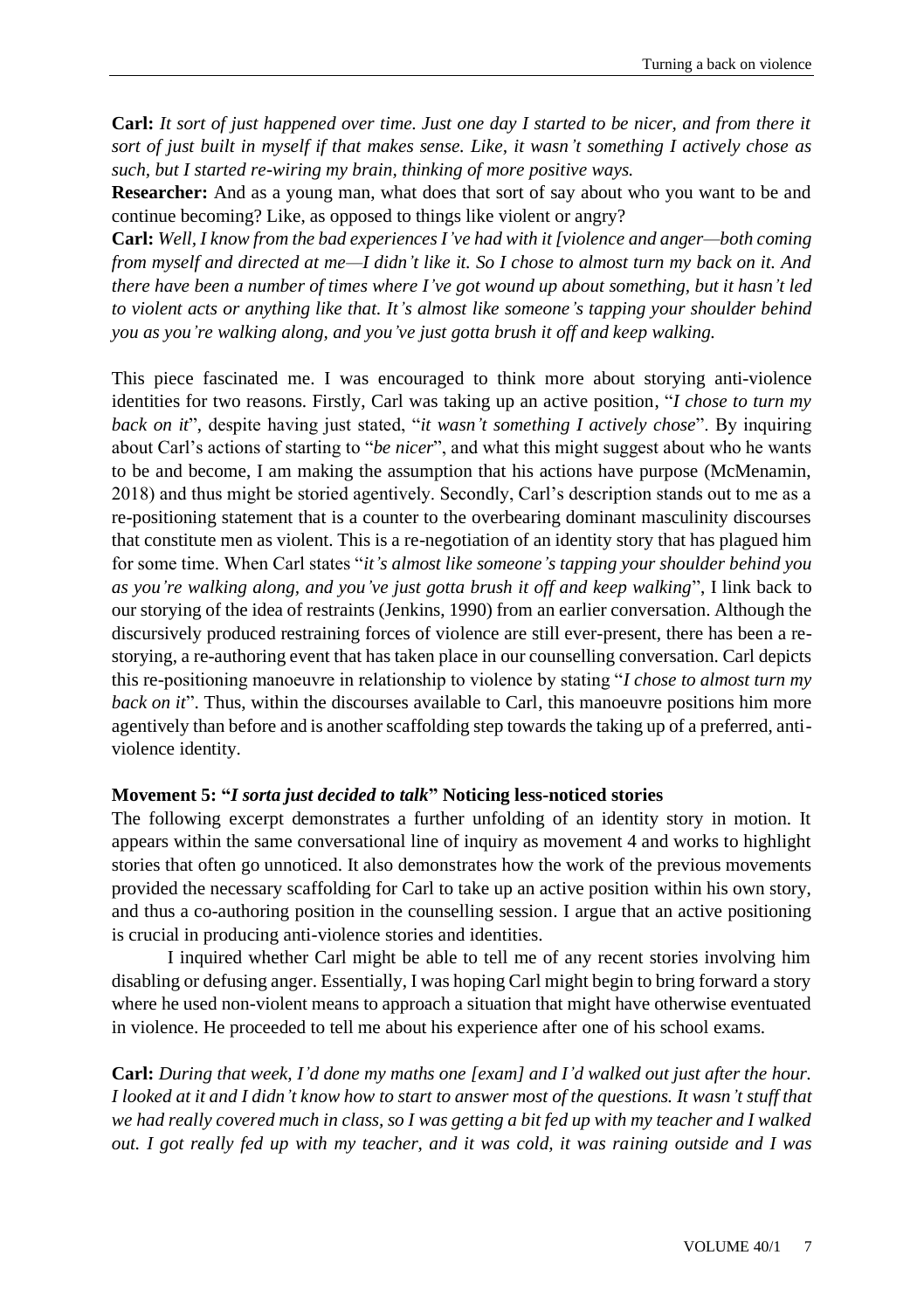**Carl:** *It sort of just happened over time. Just one day I started to be nicer, and from there it sort of just built in myself if that makes sense. Like, it wasn't something I actively chose as such, but I started re-wiring my brain, thinking of more positive ways.*

**Researcher:** And as a young man, what does that sort of say about who you want to be and continue becoming? Like, as opposed to things like violent or angry?

**Carl:** *Well, I know from the bad experiences I've had with it [violence and anger—both coming from myself and directed at me—I didn't like it. So I chose to almost turn my back on it. And there have been a number of times where I've got wound up about something, but it hasn't led to violent acts or anything like that. It's almost like someone's tapping your shoulder behind you as you're walking along, and you've just gotta brush it off and keep walking.*

This piece fascinated me. I was encouraged to think more about storying anti-violence identities for two reasons. Firstly, Carl was taking up an active position, "*I chose to turn my back on it*", despite having just stated, "*it wasn't something I actively chose*". By inquiring about Carl's actions of starting to "*be nicer*", and what this might suggest about who he wants to be and become, I am making the assumption that his actions have purpose (McMenamin, 2018) and thus might be storied agentively. Secondly, Carl's description stands out to me as a re-positioning statement that is a counter to the overbearing dominant masculinity discourses that constitute men as violent. This is a re-negotiation of an identity story that has plagued him for some time. When Carl states "*it's almost like someone's tapping your shoulder behind you as you're walking along, and you've just gotta brush it off and keep walking*", I link back to our storying of the idea of restraints (Jenkins, 1990) from an earlier conversation. Although the discursively produced restraining forces of violence are still ever-present, there has been a re-storying, a re-authoring event that has taken place in our counselling conversation. Carl depicts this re-positioning manoeuvre in relationship to violence by stating "*I chose to almost turn my back on it*". Thus, within the discourses available to Carl, this manoeuvre positions him more agentively than before and is another scaffolding step towards the taking up of a preferred, anti-violence identity.

### Movement 5: "*I sorta just decided to talk*" Noticing less-noticed stories

The following excerpt demonstrates a further unfolding of an identity story in motion. It appears within the same conversational line of inquiry as movement 4 and works to highlight stories that often go unnoticed. It also demonstrates how the work of the previous movements provided the necessary scaffolding for Carl to take up an active position within his own story, and thus a co-authoring position in the counselling session. I argue that an active positioning is crucial in producing anti-violence stories and identities.

I inquired whether Carl might be able to tell me of any recent stories involving him disabling or defusing anger. Essentially, I was hoping Carl might begin to bring forward a story where he used non-violent means to approach a situation that might have otherwise eventuated in violence. He proceeded to tell me about his experience after one of his school exams.

**Carl:** *During that week, I'd done my maths one [exam] and I'd walked out just after the hour. I looked at it and I didn't know how to start to answer most of the questions. It wasn't stuff that we had really covered much in class, so I was getting a bit fed up with my teacher and I walked out. I got really fed up with my teacher, and it was cold, it was raining outside and I was*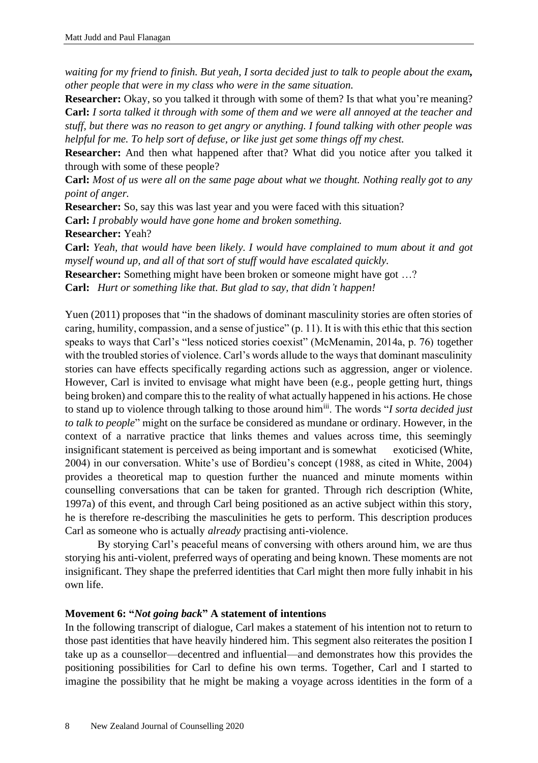*waiting for my friend to finish. But yeah, I sorta decided just to talk to people about the exam, other people that were in my class who were in the same situation.*

**Researcher:** Okay, so you talked it through with some of them? Is that what you're meaning?

**Carl:** *I sorta talked it through with some of them and we were all annoyed at the teacher and stuff, but there was no reason to get angry or anything. I found talking with other people was helpful for me. To help sort of defuse, or like just get some things off my chest.*

**Researcher:** And then what happened after that? What did you notice after you talked it through with some of these people?

**Carl:** *Most of us were all on the same page about what we thought. Nothing really got to any point of anger.*

**Researcher:** So, say this was last year and you were faced with this situation?

**Carl:** *I probably would have gone home and broken something.*

**Researcher:** Yeah?

**Carl:** *Yeah, that would have been likely. I would have complained to mum about it and got myself wound up, and all of that sort of stuff would have escalated quickly.*

**Researcher:** Something might have been broken or someone might have got …?

**Carl:** *Hurt or something like that. But glad to say, that didn't happen!*

Yuen (2011) proposes that "in the shadows of dominant masculinity stories are often stories of caring, humility, compassion, and a sense of justice" (p. 11). It is with this ethic that this section speaks to ways that Carl's "less noticed stories coexist" (McMenamin, 2014a, p. 76) together with the troubled stories of violence. Carl's words allude to the ways that dominant masculinity stories can have effects specifically regarding actions such as aggression, anger or violence. However, Carl is invited to envisage what might have been (e.g., people getting hurt, things being broken) and compare this to the reality of what actually happened in his actions. He chose to stand up to violence through talking to those around him[iii]. The words "*I sorta decided just to talk to people*" might on the surface be considered as mundane or ordinary. However, in the context of a narrative practice that links themes and values across time, this seemingly insignificant statement is perceived as being important and is somewhat exoticised (White, 2004) in our conversation. White's use of Bordieu's concept (1988, as cited in White, 2004) provides a theoretical map to question further the nuanced and minute moments within counselling conversations that can be taken for granted. Through rich description (White, 1997a) of this event, and through Carl being positioned as an active subject within this story, he is therefore re-describing the masculinities he gets to perform. This description produces Carl as someone who is actually *already* practising anti-violence.

By storying Carl's peaceful means of conversing with others around him, we are thus storying his anti-violent, preferred ways of operating and being known. These moments are not insignificant. They shape the preferred identities that Carl might then more fully inhabit in his own life.

**Movement 6: "*Not going back*" A statement of intentions**

In the following transcript of dialogue, Carl makes a statement of his intention not to return to those past identities that have heavily hindered him. This segment also reiterates the position I take up as a counsellor—decentred and influential—and demonstrates how this provides the positioning possibilities for Carl to define his own terms. Together, Carl and I started to imagine the possibility that he might be making a voyage across identities in the form of a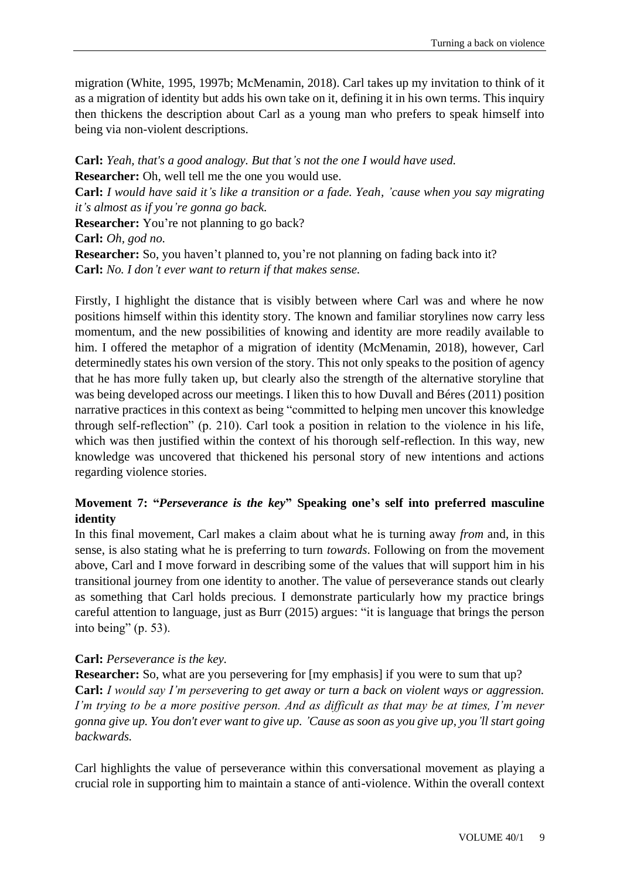migration (White, 1995, 1997b; McMenamin, 2018). Carl takes up my invitation to think of it as a migration of identity but adds his own take on it, defining it in his own terms. This inquiry then thickens the description about Carl as a young man who prefers to speak himself into being via non-violent descriptions.

**Carl:** *Yeah, that's a good analogy. But that's not the one I would have used.*
**Researcher:** Oh, well tell me the one you would use.
**Carl:** *I would have said it's like a transition or a fade. Yeah, 'cause when you say migrating it's almost as if you're gonna go back.*
**Researcher:** You're not planning to go back?
**Carl:** *Oh, god no.*
**Researcher:** So, you haven't planned to, you're not planning on fading back into it?
**Carl:** *No. I don't ever want to return if that makes sense.*

Firstly, I highlight the distance that is visibly between where Carl was and where he now positions himself within this identity story. The known and familiar storylines now carry less momentum, and the new possibilities of knowing and identity are more readily available to him. I offered the metaphor of a migration of identity (McMenamin, 2018), however, Carl determinedly states his own version of the story. This not only speaks to the position of agency that he has more fully taken up, but clearly also the strength of the alternative storyline that was being developed across our meetings. I liken this to how Duvall and Béres (2011) position narrative practices in this context as being "committed to helping men uncover this knowledge through self-reflection" (p. 210). Carl took a position in relation to the violence in his life, which was then justified within the context of his thorough self-reflection. In this way, new knowledge was uncovered that thickened his personal story of new intentions and actions regarding violence stories.

**Movement 7: "*Perseverance is the key*" Speaking one's self into preferred masculine identity**

In this final movement, Carl makes a claim about what he is turning away *from* and, in this sense, is also stating what he is preferring to turn *towards*. Following on from the movement above, Carl and I move forward in describing some of the values that will support him in his transitional journey from one identity to another. The value of perseverance stands out clearly as something that Carl holds precious. I demonstrate particularly how my practice brings careful attention to language, just as Burr (2015) argues: "it is language that brings the person into being" (p. 53).

**Carl:** *Perseverance is the key.*
**Researcher:** So, what are you persevering for [my emphasis] if you were to sum that up?
**Carl:** *I would say I'm persevering to get away or turn a back on violent ways or aggression. I'm trying to be a more positive person. And as difficult as that may be at times, I'm never gonna give up. You don't ever want to give up. 'Cause as soon as you give up, you'll start going backwards.*

Carl highlights the value of perseverance within this conversational movement as playing a crucial role in supporting him to maintain a stance of anti-violence. Within the overall context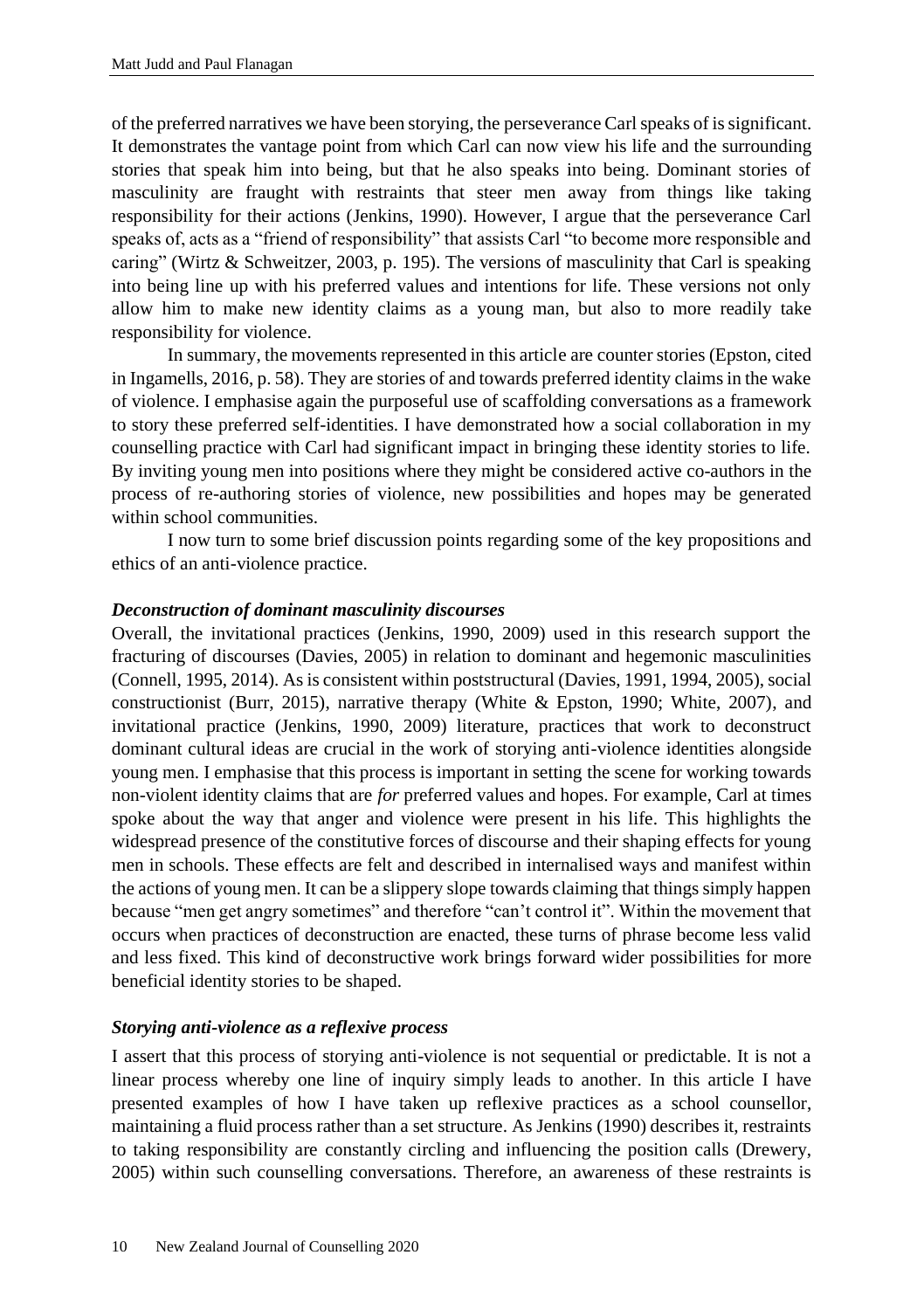of the preferred narratives we have been storying, the perseverance Carl speaks of is significant. It demonstrates the vantage point from which Carl can now view his life and the surrounding stories that speak him into being, but that he also speaks into being. Dominant stories of masculinity are fraught with restraints that steer men away from things like taking responsibility for their actions (Jenkins, 1990). However, I argue that the perseverance Carl speaks of, acts as a "friend of responsibility" that assists Carl "to become more responsible and caring" (Wirtz & Schweitzer, 2003, p. 195). The versions of masculinity that Carl is speaking into being line up with his preferred values and intentions for life. These versions not only allow him to make new identity claims as a young man, but also to more readily take responsibility for violence.

In summary, the movements represented in this article are counter stories (Epston, cited in Ingamells, 2016, p. 58). They are stories of and towards preferred identity claims in the wake of violence. I emphasise again the purposeful use of scaffolding conversations as a framework to story these preferred self-identities. I have demonstrated how a social collaboration in my counselling practice with Carl had significant impact in bringing these identity stories to life. By inviting young men into positions where they might be considered active co-authors in the process of re-authoring stories of violence, new possibilities and hopes may be generated within school communities.

I now turn to some brief discussion points regarding some of the key propositions and ethics of an anti-violence practice.

### *Deconstruction of dominant masculinity discourses*

Overall, the invitational practices (Jenkins, 1990, 2009) used in this research support the fracturing of discourses (Davies, 2005) in relation to dominant and hegemonic masculinities (Connell, 1995, 2014). As is consistent within poststructural (Davies, 1991, 1994, 2005), social constructionist (Burr, 2015), narrative therapy (White & Epston, 1990; White, 2007), and invitational practice (Jenkins, 1990, 2009) literature, practices that work to deconstruct dominant cultural ideas are crucial in the work of storying anti-violence identities alongside young men. I emphasise that this process is important in setting the scene for working towards non-violent identity claims that are *for* preferred values and hopes. For example, Carl at times spoke about the way that anger and violence were present in his life. This highlights the widespread presence of the constitutive forces of discourse and their shaping effects for young men in schools. These effects are felt and described in internalised ways and manifest within the actions of young men. It can be a slippery slope towards claiming that things simply happen because "men get angry sometimes" and therefore "can't control it". Within the movement that occurs when practices of deconstruction are enacted, these turns of phrase become less valid and less fixed. This kind of deconstructive work brings forward wider possibilities for more beneficial identity stories to be shaped.

### *Storying anti-violence as a reflexive process*

I assert that this process of storying anti-violence is not sequential or predictable. It is not a linear process whereby one line of inquiry simply leads to another. In this article I have presented examples of how I have taken up reflexive practices as a school counsellor, maintaining a fluid process rather than a set structure. As Jenkins (1990) describes it, restraints to taking responsibility are constantly circling and influencing the position calls (Drewery, 2005) within such counselling conversations. Therefore, an awareness of these restraints is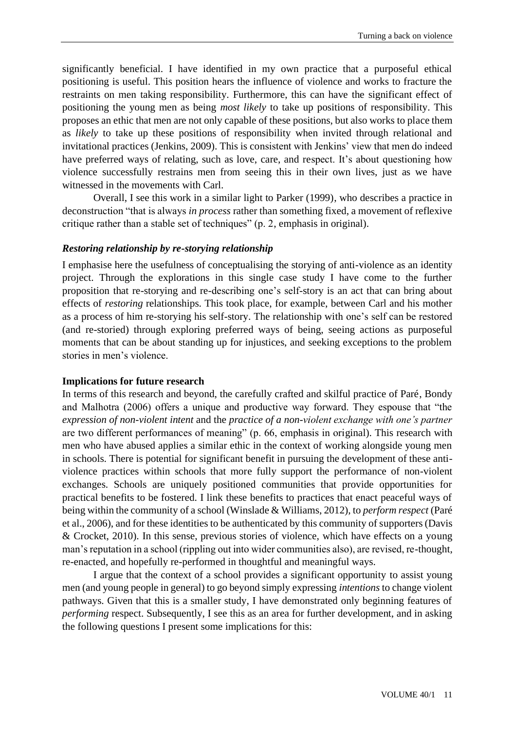significantly beneficial. I have identified in my own practice that a purposeful ethical positioning is useful. This position hears the influence of violence and works to fracture the restraints on men taking responsibility. Furthermore, this can have the significant effect of positioning the young men as being *most likely* to take up positions of responsibility. This proposes an ethic that men are not only capable of these positions, but also works to place them as *likely* to take up these positions of responsibility when invited through relational and invitational practices (Jenkins, 2009). This is consistent with Jenkins' view that men do indeed have preferred ways of relating, such as love, care, and respect. It's about questioning how violence successfully restrains men from seeing this in their own lives, just as we have witnessed in the movements with Carl.

Overall, I see this work in a similar light to Parker (1999), who describes a practice in deconstruction "that is always *in process* rather than something fixed, a movement of reflexive critique rather than a stable set of techniques" (p. 2, emphasis in original).

### *Restoring relationship by re-storying relationship*

I emphasise here the usefulness of conceptualising the storying of anti-violence as an identity project. Through the explorations in this single case study I have come to the further proposition that re-storying and re-describing one's self-story is an act that can bring about effects of *restoring* relationships. This took place, for example, between Carl and his mother as a process of him re-storying his self-story. The relationship with one's self can be restored (and re-storied) through exploring preferred ways of being, seeing actions as purposeful moments that can be about standing up for injustices, and seeking exceptions to the problem stories in men's violence.

### **Implications for future research**

In terms of this research and beyond, the carefully crafted and skilful practice of Paré, Bondy and Malhotra (2006) offers a unique and productive way forward. They espouse that "the *expression of non-violent intent* and the *practice of a non-violent exchange with one's partner* are two different performances of meaning" (p. 66, emphasis in original). This research with men who have abused applies a similar ethic in the context of working alongside young men in schools. There is potential for significant benefit in pursuing the development of these anti-violence practices within schools that more fully support the performance of non-violent exchanges. Schools are uniquely positioned communities that provide opportunities for practical benefits to be fostered. I link these benefits to practices that enact peaceful ways of being within the community of a school (Winslade & Williams, 2012), to *perform respect* (Paré et al., 2006), and for these identities to be authenticated by this community of supporters (Davis & Crocket, 2010). In this sense, previous stories of violence, which have effects on a young man's reputation in a school (rippling out into wider communities also), are revised, re-thought, re-enacted, and hopefully re-performed in thoughtful and meaningful ways.

I argue that the context of a school provides a significant opportunity to assist young men (and young people in general) to go beyond simply expressing *intentions* to change violent pathways. Given that this is a smaller study, I have demonstrated only beginning features of *performing* respect. Subsequently, I see this as an area for further development, and in asking the following questions I present some implications for this: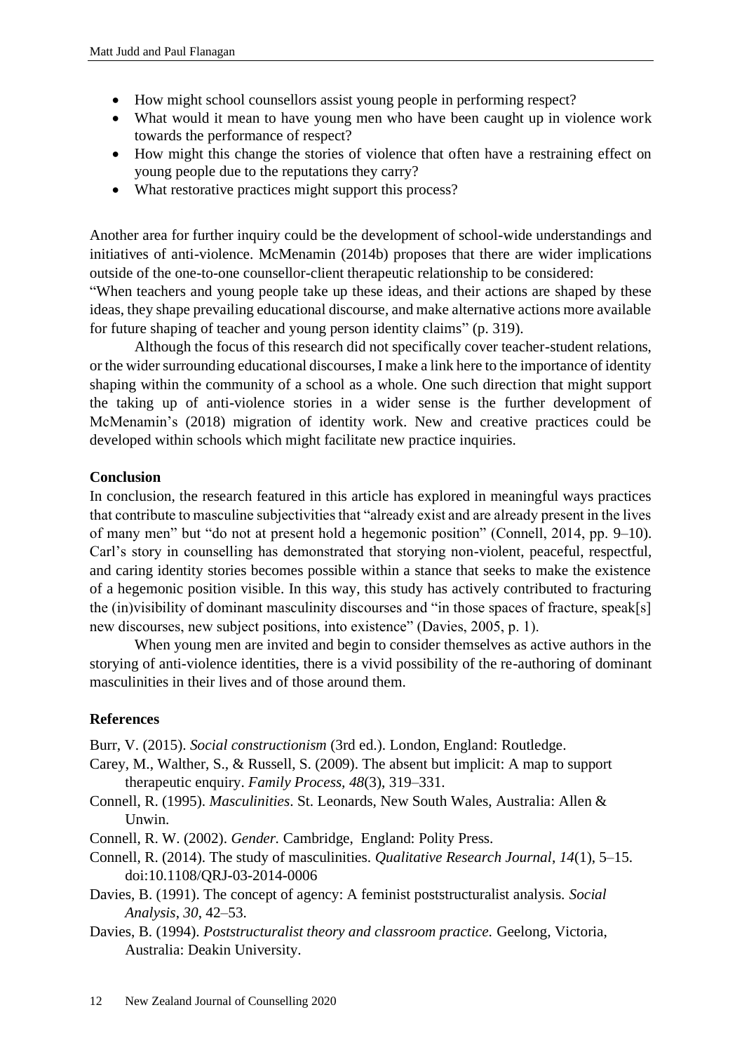- How might school counsellors assist young people in performing respect?
- What would it mean to have young men who have been caught up in violence work towards the performance of respect?
- How might this change the stories of violence that often have a restraining effect on young people due to the reputations they carry?
- What restorative practices might support this process?

Another area for further inquiry could be the development of school-wide understandings and initiatives of anti-violence. McMenamin (2014b) proposes that there are wider implications outside of the one-to-one counsellor-client therapeutic relationship to be considered:
"When teachers and young people take up these ideas, and their actions are shaped by these ideas, they shape prevailing educational discourse, and make alternative actions more available for future shaping of teacher and young person identity claims" (p. 319).

Although the focus of this research did not specifically cover teacher-student relations, or the wider surrounding educational discourses, I make a link here to the importance of identity shaping within the community of a school as a whole. One such direction that might support the taking up of anti-violence stories in a wider sense is the further development of McMenamin's (2018) migration of identity work. New and creative practices could be developed within schools which might facilitate new practice inquiries.

**Conclusion**

In conclusion, the research featured in this article has explored in meaningful ways practices that contribute to masculine subjectivities that "already exist and are already present in the lives of many men" but "do not at present hold a hegemonic position" (Connell, 2014, pp. 9–10). Carl's story in counselling has demonstrated that storying non-violent, peaceful, respectful, and caring identity stories becomes possible within a stance that seeks to make the existence of a hegemonic position visible. In this way, this study has actively contributed to fracturing the (in)visibility of dominant masculinity discourses and "in those spaces of fracture, speak[s] new discourses, new subject positions, into existence" (Davies, 2005, p. 1).

When young men are invited and begin to consider themselves as active authors in the storying of anti-violence identities, there is a vivid possibility of the re-authoring of dominant masculinities in their lives and of those around them.

**References**

Burr, V. (2015). *Social constructionism* (3rd ed.). London, England: Routledge.

Carey, M., Walther, S., & Russell, S. (2009). The absent but implicit: A map to support therapeutic enquiry. *Family Process*, *48*(3), 319–331.

Connell, R. (1995). *Masculinities*. St. Leonards, New South Wales, Australia: Allen & Unwin.

Connell, R. W. (2002). *Gender.* Cambridge, England: Polity Press.

Connell, R. (2014). The study of masculinities. *Qualitative Research Journal*, *14*(1), 5–15. doi:10.1108/QRJ-03-2014-0006

Davies, B. (1991). The concept of agency: A feminist poststructuralist analysis. *Social Analysis*, *30*, 42–53.

Davies, B. (1994). *Poststructuralist theory and classroom practice.* Geelong, Victoria, Australia: Deakin University.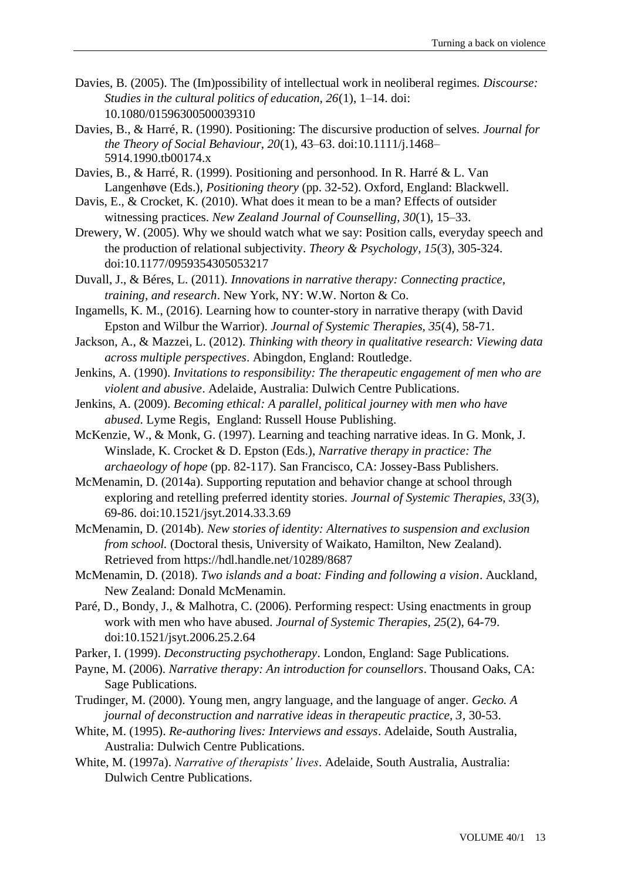Davies, B. (2005). The (Im)possibility of intellectual work in neoliberal regimes. *Discourse: Studies in the cultural politics of education, 26*(1), 1–14. doi: 10.1080/01596300500039310

Davies, B., & Harré, R. (1990). Positioning: The discursive production of selves. *Journal for the Theory of Social Behaviour, 20*(1), 43–63. doi:10.1111/j.1468–5914.1990.tb00174.x

Davies, B., & Harré, R. (1999). Positioning and personhood. In R. Harré & L. Van Langenhøve (Eds.), *Positioning theory* (pp. 32-52). Oxford, England: Blackwell.

Davis, E., & Crocket, K. (2010). What does it mean to be a man? Effects of outsider witnessing practices. *New Zealand Journal of Counselling*, *30*(1), 15–33.

Drewery, W. (2005). Why we should watch what we say: Position calls, everyday speech and the production of relational subjectivity. *Theory & Psychology, 15*(3), 305-324. doi:10.1177/0959354305053217

Duvall, J., & Béres, L. (2011). *Innovations in narrative therapy: Connecting practice, training, and research*. New York, NY: W.W. Norton & Co.

Ingamells, K. M., (2016). Learning how to counter-story in narrative therapy (with David Epston and Wilbur the Warrior). *Journal of Systemic Therapies, 35*(4), 58-71.

Jackson, A., & Mazzei, L. (2012). *Thinking with theory in qualitative research: Viewing data across multiple perspectives*. Abingdon, England: Routledge.

Jenkins, A. (1990). *Invitations to responsibility: The therapeutic engagement of men who are violent and abusive*. Adelaide, Australia: Dulwich Centre Publications.

Jenkins, A. (2009). *Becoming ethical: A parallel, political journey with men who have abused*. Lyme Regis, England: Russell House Publishing.

McKenzie, W., & Monk, G. (1997). Learning and teaching narrative ideas. In G. Monk, J. Winslade, K. Crocket & D. Epston (Eds.), *Narrative therapy in practice: The archaeology of hope* (pp. 82-117). San Francisco, CA: Jossey-Bass Publishers.

McMenamin, D. (2014a). Supporting reputation and behavior change at school through exploring and retelling preferred identity stories. *Journal of Systemic Therapies, 33*(3), 69-86. doi:10.1521/jsyt.2014.33.3.69

McMenamin, D. (2014b). *New stories of identity: Alternatives to suspension and exclusion from school.* (Doctoral thesis, University of Waikato, Hamilton, New Zealand). Retrieved from https://hdl.handle.net/10289/8687

McMenamin, D. (2018). *Two islands and a boat: Finding and following a vision*. Auckland, New Zealand: Donald McMenamin.

Paré, D., Bondy, J., & Malhotra, C. (2006). Performing respect: Using enactments in group work with men who have abused. *Journal of Systemic Therapies, 25*(2), 64-79. doi:10.1521/jsyt.2006.25.2.64

Parker, I. (1999). *Deconstructing psychotherapy*. London, England: Sage Publications.

Payne, M. (2006). *Narrative therapy: An introduction for counsellors*. Thousand Oaks, CA: Sage Publications.

Trudinger, M. (2000). Young men, angry language, and the language of anger. *Gecko. A journal of deconstruction and narrative ideas in therapeutic practice, 3*, 30-53.

White, M. (1995). *Re-authoring lives: Interviews and essays*. Adelaide, South Australia, Australia: Dulwich Centre Publications.

White, M. (1997a). *Narrative of therapists' lives*. Adelaide, South Australia, Australia: Dulwich Centre Publications.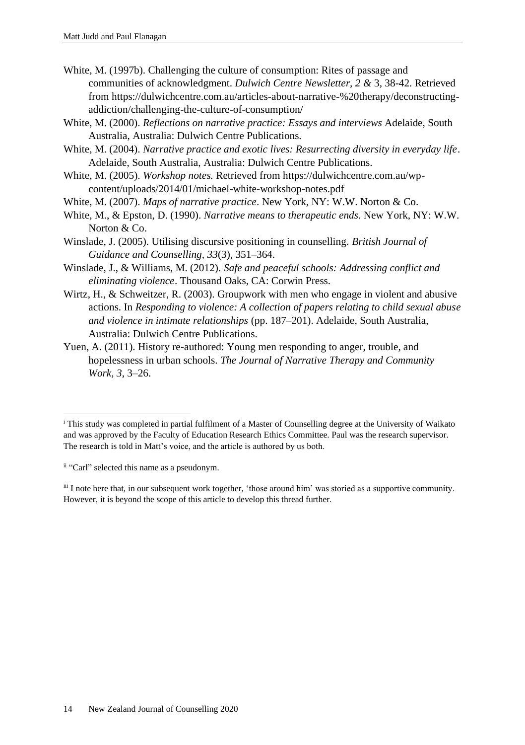White, M. (1997b). Challenging the culture of consumption: Rites of passage and communities of acknowledgment. *Dulwich Centre Newsletter, 2 &* 3, 38-42. Retrieved from https://dulwichcentre.com.au/articles-about-narrative-%20therapy/deconstructing-addiction/challenging-the-culture-of-consumption/

White, M. (2000). *Reflections on narrative practice: Essays and interviews* Adelaide, South Australia, Australia: Dulwich Centre Publications.

White, M. (2004). *Narrative practice and exotic lives: Resurrecting diversity in everyday life*. Adelaide, South Australia, Australia: Dulwich Centre Publications.

White, M. (2005). *Workshop notes.* Retrieved from https://dulwichcentre.com.au/wp-content/uploads/2014/01/michael-white-workshop-notes.pdf

White, M. (2007). *Maps of narrative practice*. New York, NY: W.W. Norton & Co.

White, M., & Epston, D. (1990). *Narrative means to therapeutic ends*. New York, NY: W.W. Norton & Co.

Winslade, J. (2005). Utilising discursive positioning in counselling. *British Journal of Guidance and Counselling, 33*(3), 351–364.

Winslade, J., & Williams, M. (2012). *Safe and peaceful schools: Addressing conflict and eliminating violence*. Thousand Oaks, CA: Corwin Press.

Wirtz, H., & Schweitzer, R. (2003). Groupwork with men who engage in violent and abusive actions. In *Responding to violence: A collection of papers relating to child sexual abuse and violence in intimate relationships* (pp. 187–201). Adelaide, South Australia, Australia: Dulwich Centre Publications.

Yuen, A. (2011). History re-authored: Young men responding to anger, trouble, and hopelessness in urban schools. *The Journal of Narrative Therapy and Community Work, 3*, 3–26.

---

[i] This study was completed in partial fulfilment of a Master of Counselling degree at the University of Waikato and was approved by the Faculty of Education Research Ethics Committee. Paul was the research supervisor. The research is told in Matt's voice, and the article is authored by us both.

[ii] "Carl" selected this name as a pseudonym.

[iii] I note here that, in our subsequent work together, 'those around him' was storied as a supportive community. However, it is beyond the scope of this article to develop this thread further.